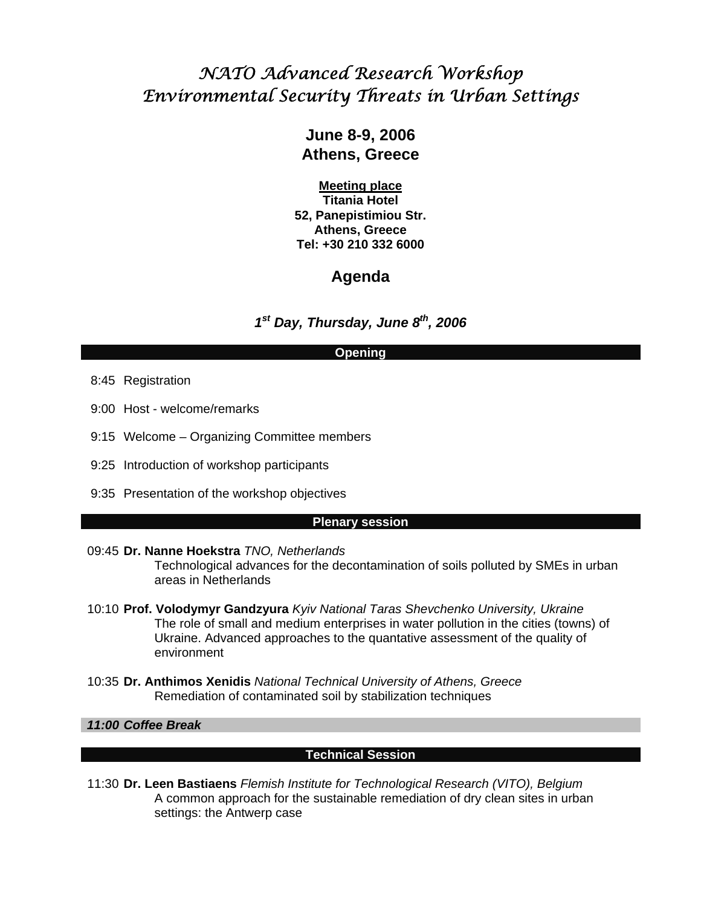# *NATO Advanced Research Workshop*
# *Environmental Security Threats in Urban Settings*

## June 8-9, 2006
## Athens, Greece

**Meeting place**
**Titania Hotel**
**52, Panepistimiou Str.**
**Athens, Greece**
**Tel: +30 210 332 6000**

## Agenda

### *1st Day, Thursday, June 8th, 2006*

**Opening**

8:45 Registration

9:00 Host - welcome/remarks

9:15 Welcome – Organizing Committee members

9:25 Introduction of workshop participants

9:35 Presentation of the workshop objectives

**Plenary session**

09:45 **Dr. Nanne Hoekstra** *TNO, Netherlands*
Technological advances for the decontamination of soils polluted by SMEs in urban areas in Netherlands

10:10 **Prof. Volodymyr Gandzyura** *Kyiv National Taras Shevchenko University, Ukraine*
The role of small and medium enterprises in water pollution in the cities (towns) of Ukraine. Advanced approaches to the quantative assessment of the quality of environment

10:35 **Dr. Anthimos Xenidis** *National Technical University of Athens, Greece*
Remediation of contaminated soil by stabilization techniques

***11:00 Coffee Break***

**Technical Session**

11:30 **Dr. Leen Bastiaens** *Flemish Institute for Technological Research (VITO), Belgium*
A common approach for the sustainable remediation of dry clean sites in urban settings: the Antwerp case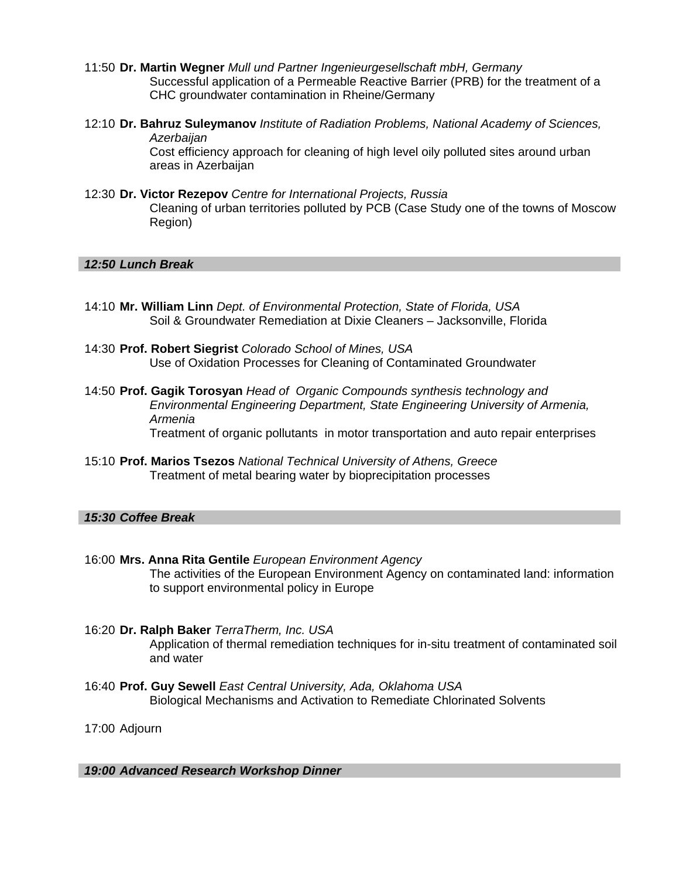11:50 **Dr. Martin Wegner** *Mull und Partner Ingenieurgesellschaft mbH, Germany*
Successful application of a Permeable Reactive Barrier (PRB) for the treatment of a CHC groundwater contamination in Rheine/Germany

12:10 **Dr. Bahruz Suleymanov** *Institute of Radiation Problems, National Academy of Sciences, Azerbaijan*
Cost efficiency approach for cleaning of high level oily polluted sites around urban areas in Azerbaijan

12:30 **Dr. Victor Rezepov** *Centre for International Projects, Russia*
Cleaning of urban territories polluted by PCB (Case Study one of the towns of Moscow Region)

***12:50 Lunch Break***

14:10 **Mr. William Linn** *Dept. of Environmental Protection, State of Florida, USA*
Soil & Groundwater Remediation at Dixie Cleaners – Jacksonville, Florida

14:30 **Prof. Robert Siegrist** *Colorado School of Mines, USA*
Use of Oxidation Processes for Cleaning of Contaminated Groundwater

14:50 **Prof. Gagik Torosyan** *Head of Organic Compounds synthesis technology and Environmental Engineering Department, State Engineering University of Armenia, Armenia*
Treatment of organic pollutants in motor transportation and auto repair enterprises

15:10 **Prof. Marios Tsezos** *National Technical University of Athens, Greece*
Treatment of metal bearing water by bioprecipitation processes

***15:30 Coffee Break***

16:00 **Mrs. Anna Rita Gentile** *European Environment Agency*
The activities of the European Environment Agency on contaminated land: information to support environmental policy in Europe

16:20 **Dr. Ralph Baker** *TerraTherm, Inc. USA*
Application of thermal remediation techniques for in-situ treatment of contaminated soil and water

16:40 **Prof. Guy Sewell** *East Central University, Ada, Oklahoma USA*
Biological Mechanisms and Activation to Remediate Chlorinated Solvents

17:00 Adjourn

***19:00 Advanced Research Workshop Dinner***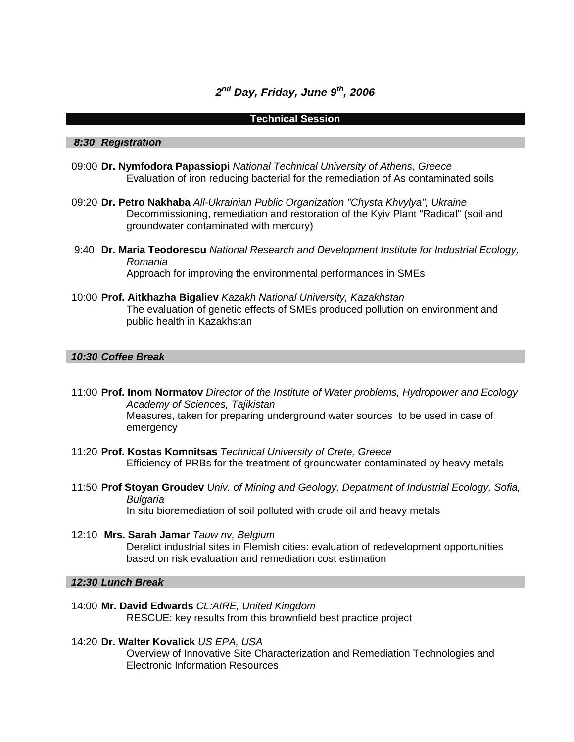## *2nd Day, Friday, June 9th, 2006*

**Technical Session**

***8:30 Registration***

09:00 **Dr. Nymfodora Papassiopi** *National Technical University of Athens, Greece*
Evaluation of iron reducing bacterial for the remediation of As contaminated soils

09:20 **Dr. Petro Nakhaba** *All-Ukrainian Public Organization "Chysta Khvylya", Ukraine*
Decommissioning, remediation and restoration of the Kyiv Plant "Radical" (soil and groundwater contaminated with mercury)

9:40 **Dr. Maria Teodorescu** *National Research and Development Institute for Industrial Ecology, Romania*
Approach for improving the environmental performances in SMEs

10:00 **Prof. Aitkhazha Bigaliev** *Kazakh National University, Kazakhstan*
The evaluation of genetic effects of SMEs produced pollution on environment and public health in Kazakhstan

***10:30 Coffee Break***

11:00 **Prof. Inom Normatov** *Director of the Institute of Water problems, Hydropower and Ecology Academy of Sciences, Tajikistan*
Measures, taken for preparing underground water sources to be used in case of emergency

11:20 **Prof. Kostas Komnitsas** *Technical University of Crete, Greece*
Efficiency of PRBs for the treatment of groundwater contaminated by heavy metals

11:50 **Prof Stoyan Groudev** *Univ. of Mining and Geology, Depatment of Industrial Ecology, Sofia, Bulgaria*
In situ bioremediation of soil polluted with crude oil and heavy metals

12:10 **Mrs. Sarah Jamar** *Tauw nv, Belgium*
Derelict industrial sites in Flemish cities: evaluation of redevelopment opportunities based on risk evaluation and remediation cost estimation

***12:30 Lunch Break***

14:00 **Mr. David Edwards** *CL:AIRE, United Kingdom*
RESCUE: key results from this brownfield best practice project

14:20 **Dr. Walter Kovalick** *US EPA, USA*
Overview of Innovative Site Characterization and Remediation Technologies and Electronic Information Resources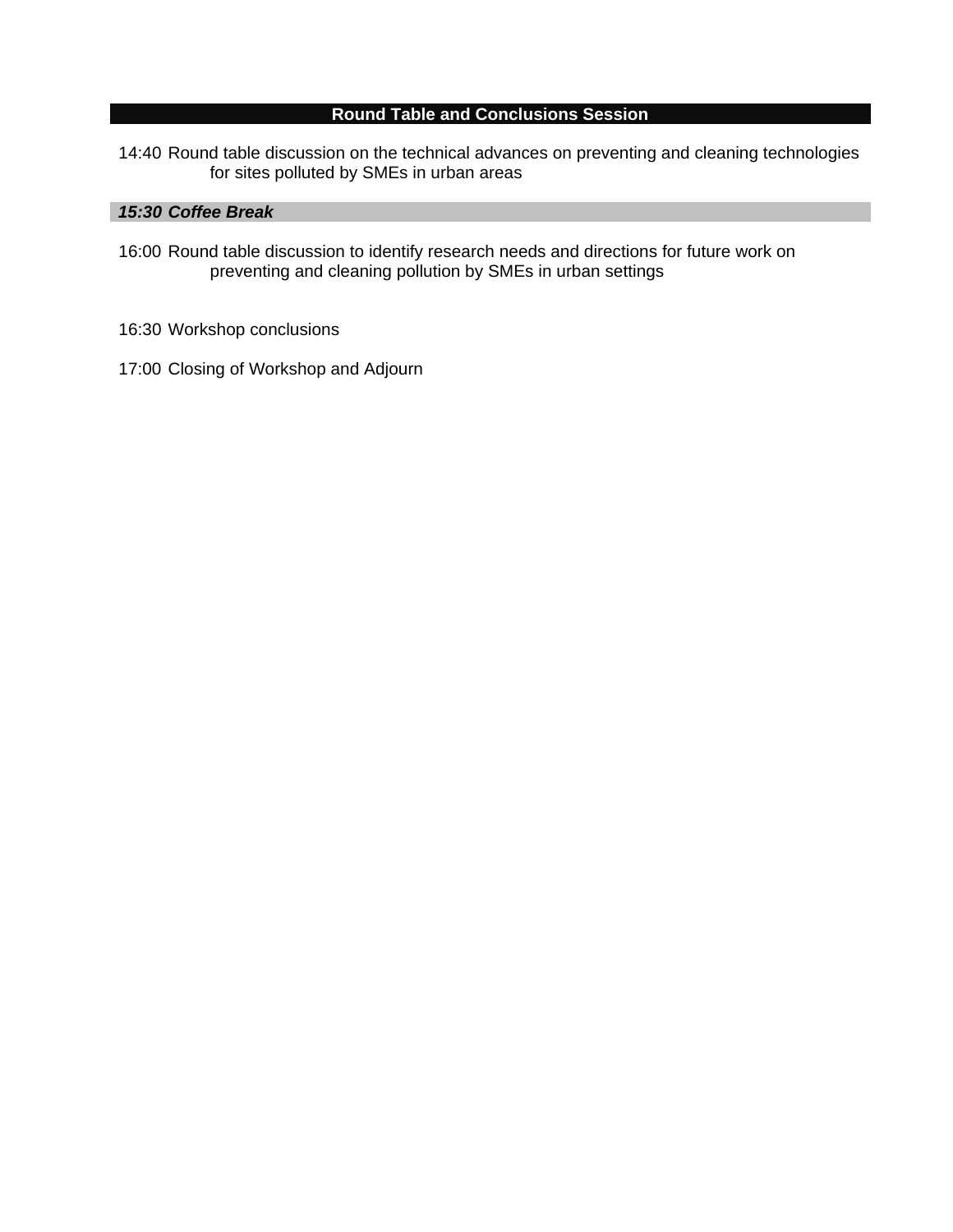## Round Table and Conclusions Session

14:40 Round table discussion on the technical advances on preventing and cleaning technologies for sites polluted by SMEs in urban areas

***15:30 Coffee Break***

16:00 Round table discussion to identify research needs and directions for future work on preventing and cleaning pollution by SMEs in urban settings

16:30 Workshop conclusions

17:00 Closing of Workshop and Adjourn